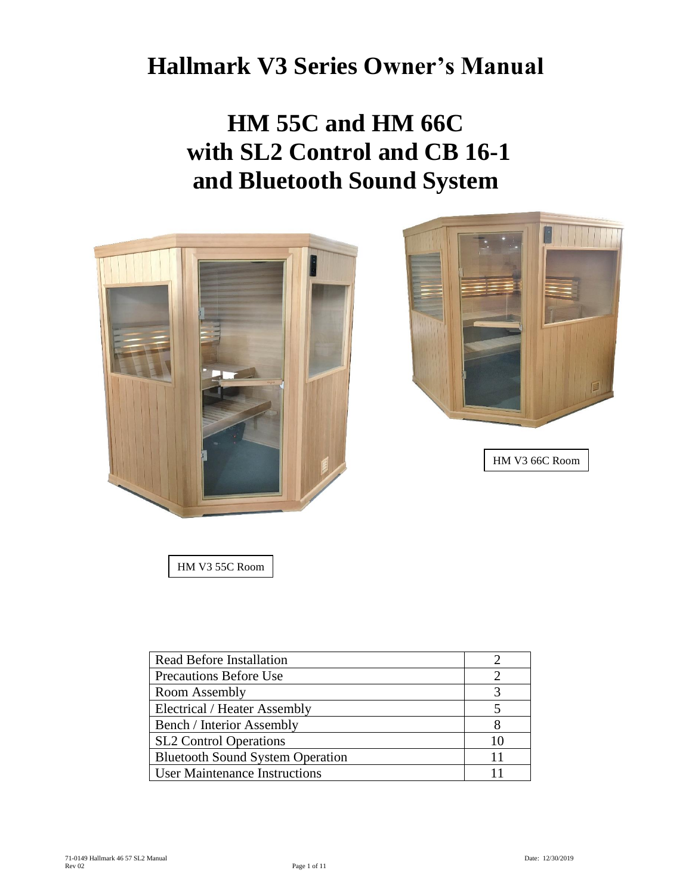# Hallmark V3 Series Owner's Manual

# HM 55C and HM 66C with SL2 Control and CB 16-1 and Bluetooth Sound System

HM V3 66C Room

HM V3 55C Room

| Read Before Installation | 2 |
|---|---|
| Precautions Before Use | 2 |
| Room Assembly | 3 |
| Electrical / Heater Assembly | 5 |
| Bench / Interior Assembly | 8 |
| SL2 Control Operations | 10 |
| Bluetooth Sound System Operation | 11 |
| User Maintenance Instructions | 11 |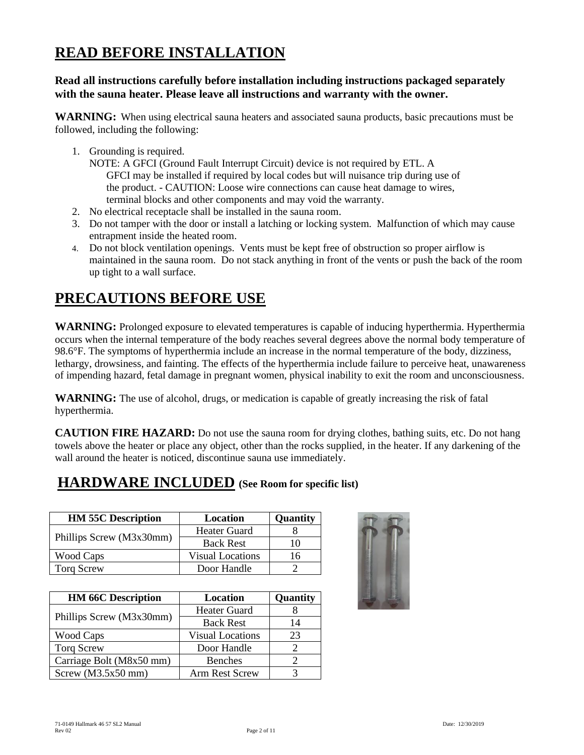# READ BEFORE INSTALLATION

**Read all instructions carefully before installation including instructions packaged separately with the sauna heater. Please leave all instructions and warranty with the owner.**

**WARNING:** When using electrical sauna heaters and associated sauna products, basic precautions must be followed, including the following:

1. Grounding is required.
   NOTE: A GFCI (Ground Fault Interrupt Circuit) device is not required by ETL. A GFCI may be installed if required by local codes but will nuisance trip during use of the product. - CAUTION: Loose wire connections can cause heat damage to wires, terminal blocks and other components and may void the warranty.
2. No electrical receptacle shall be installed in the sauna room.
3. Do not tamper with the door or install a latching or locking system. Malfunction of which may cause entrapment inside the heated room.
4. Do not block ventilation openings. Vents must be kept free of obstruction so proper airflow is maintained in the sauna room. Do not stack anything in front of the vents or push the back of the room up tight to a wall surface.

# PRECAUTIONS BEFORE USE

**WARNING:** Prolonged exposure to elevated temperatures is capable of inducing hyperthermia. Hyperthermia occurs when the internal temperature of the body reaches several degrees above the normal body temperature of 98.6°F. The symptoms of hyperthermia include an increase in the normal temperature of the body, dizziness, lethargy, drowsiness, and fainting. The effects of the hyperthermia include failure to perceive heat, unawareness of impending hazard, fetal damage in pregnant women, physical inability to exit the room and unconsciousness.

**WARNING:** The use of alcohol, drugs, or medication is capable of greatly increasing the risk of fatal hyperthermia.

**CAUTION FIRE HAZARD:** Do not use the sauna room for drying clothes, bathing suits, etc. Do not hang towels above the heater or place any object, other than the rocks supplied, in the heater. If any darkening of the wall around the heater is noticed, discontinue sauna use immediately.

# HARDWARE INCLUDED (See Room for specific list)

| HM 55C Description | Location | Quantity |
|---|---|---|
| Phillips Screw (M3x30mm) | Heater Guard | 8 |
| | Back Rest | 10 |
| Wood Caps | Visual Locations | 16 |
| Torq Screw | Door Handle | 2 |

| HM 66C Description | Location | Quantity |
|---|---|---|
| Phillips Screw (M3x30mm) | Heater Guard | 8 |
| | Back Rest | 14 |
| Wood Caps | Visual Locations | 23 |
| Torq Screw | Door Handle | 2 |
| Carriage Bolt (M8x50 mm) | Benches | 2 |
| Screw (M3.5x50 mm) | Arm Rest Screw | 3 |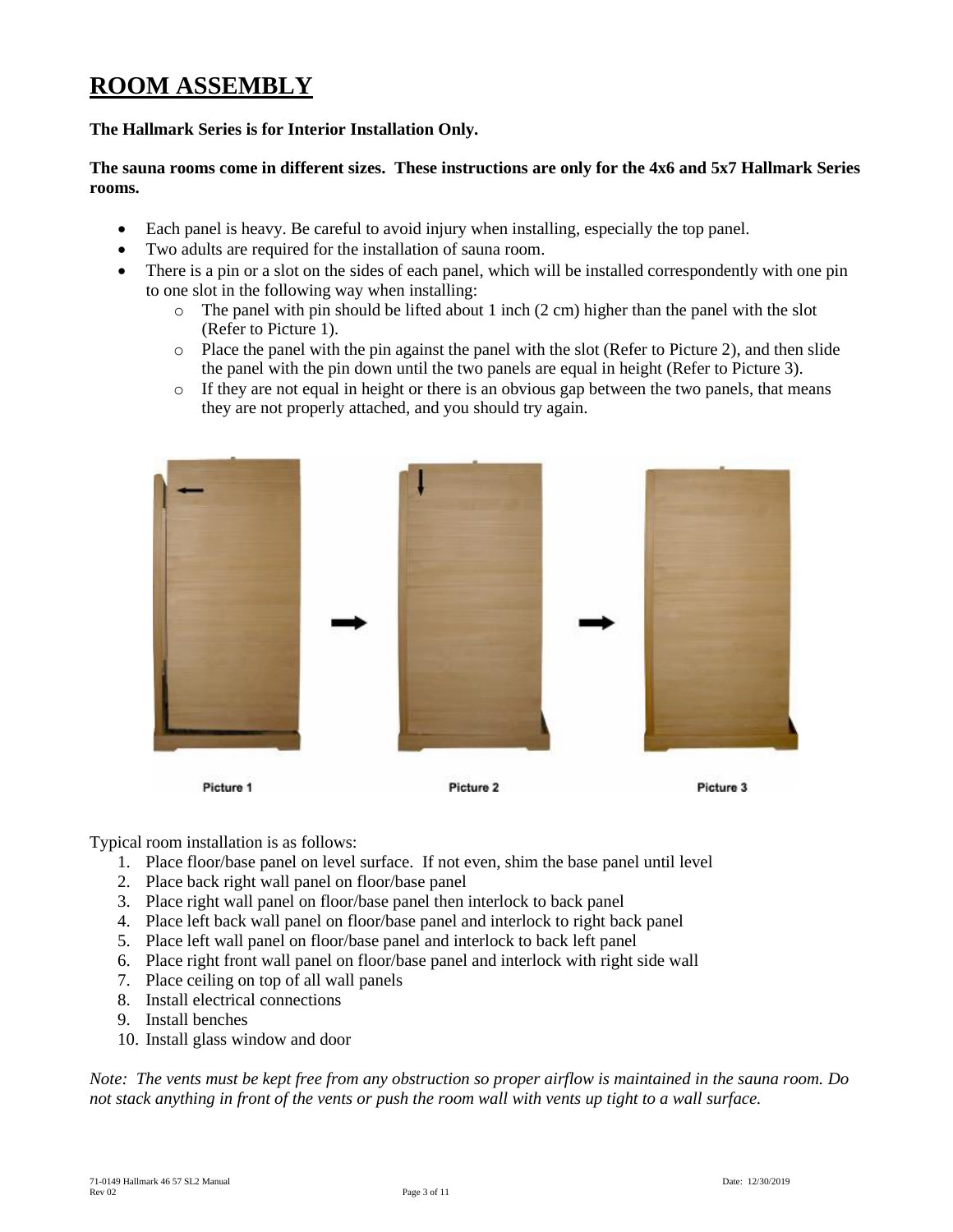# ROOM ASSEMBLY

**The Hallmark Series is for Interior Installation Only.**

**The sauna rooms come in different sizes. These instructions are only for the 4x6 and 5x7 Hallmark Series rooms.**

- Each panel is heavy. Be careful to avoid injury when installing, especially the top panel.
- Two adults are required for the installation of sauna room.
- There is a pin or a slot on the sides of each panel, which will be installed correspondently with one pin to one slot in the following way when installing:
    - The panel with pin should be lifted about 1 inch (2 cm) higher than the panel with the slot (Refer to Picture 1).
    - Place the panel with the pin against the panel with the slot (Refer to Picture 2), and then slide the panel with the pin down until the two panels are equal in height (Refer to Picture 3).
    - If they are not equal in height or there is an obvious gap between the two panels, that means they are not properly attached, and you should try again.

Picture 1 Picture 2 Picture 3

Typical room installation is as follows:

1. Place floor/base panel on level surface. If not even, shim the base panel until level
2. Place back right wall panel on floor/base panel
3. Place right wall panel on floor/base panel then interlock to back panel
4. Place left back wall panel on floor/base panel and interlock to right back panel
5. Place left wall panel on floor/base panel and interlock to back left panel
6. Place right front wall panel on floor/base panel and interlock with right side wall
7. Place ceiling on top of all wall panels
8. Install electrical connections
9. Install benches
10. Install glass window and door

*Note: The vents must be kept free from any obstruction so proper airflow is maintained in the sauna room. Do not stack anything in front of the vents or push the room wall with vents up tight to a wall surface.*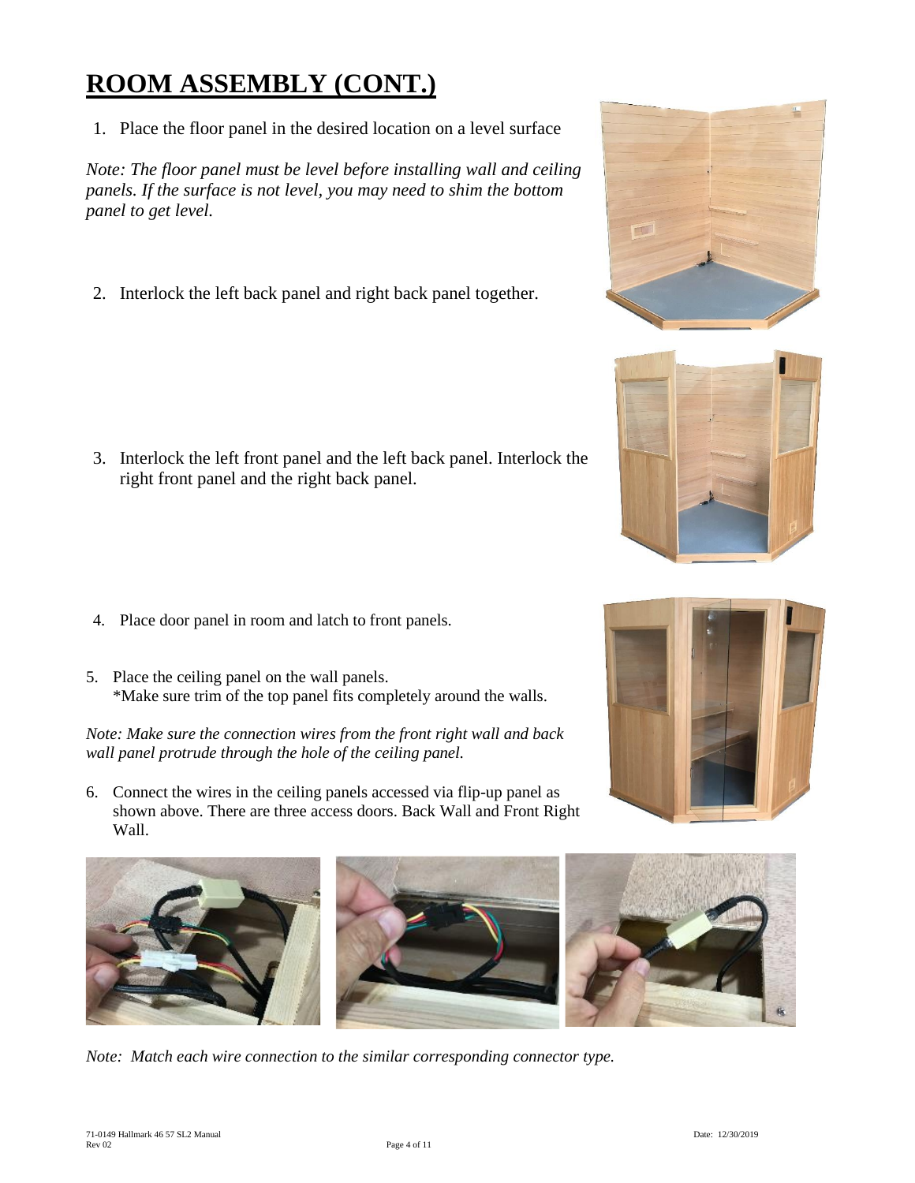# ROOM ASSEMBLY (CONT.)

1. Place the floor panel in the desired location on a level surface

*Note: The floor panel must be level before installing wall and ceiling panels. If the surface is not level, you may need to shim the bottom panel to get level.*

2. Interlock the left back panel and right back panel together.

3. Interlock the left front panel and the left back panel. Interlock the right front panel and the right back panel.

4. Place door panel in room and latch to front panels.

5. Place the ceiling panel on the wall panels.
   *Make sure trim of the top panel fits completely around the walls.

*Note: Make sure the connection wires from the front right wall and back wall panel protrude through the hole of the ceiling panel.*

6. Connect the wires in the ceiling panels accessed via flip-up panel as shown above. There are three access doors. Back Wall and Front Right Wall.

*Note: Match each wire connection to the similar corresponding connector type.*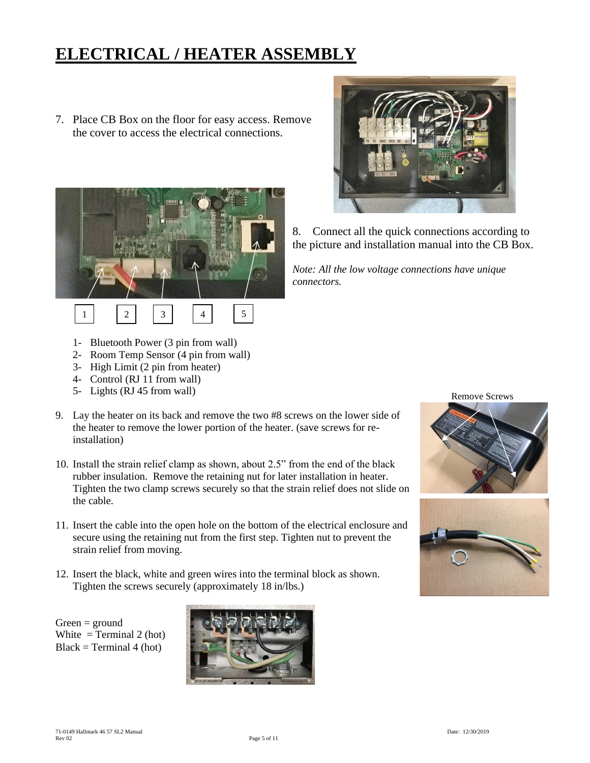# ELECTRICAL / HEATER ASSEMBLY

7. Place CB Box on the floor for easy access. Remove the cover to access the electrical connections.

8. Connect all the quick connections according to the picture and installation manual into the CB Box.

*Note: All the low voltage connections have unique connectors.*

1- Bluetooth Power (3 pin from wall)
2- Room Temp Sensor (4 pin from wall)
3- High Limit (2 pin from heater)
4- Control (RJ 11 from wall)
5- Lights (RJ 45 from wall)

Remove Screws

9. Lay the heater on its back and remove the two #8 screws on the lower side of the heater to remove the lower portion of the heater. (save screws for re-installation)

10. Install the strain relief clamp as shown, about 2.5" from the end of the black rubber insulation. Remove the retaining nut for later installation in heater. Tighten the two clamp screws securely so that the strain relief does not slide on the cable.

11. Insert the cable into the open hole on the bottom of the electrical enclosure and secure using the retaining nut from the first step. Tighten nut to prevent the strain relief from moving.

12. Insert the black, white and green wires into the terminal block as shown. Tighten the screws securely (approximately 18 in/lbs.)

Green = ground
White = Terminal 2 (hot)
Black = Terminal 4 (hot)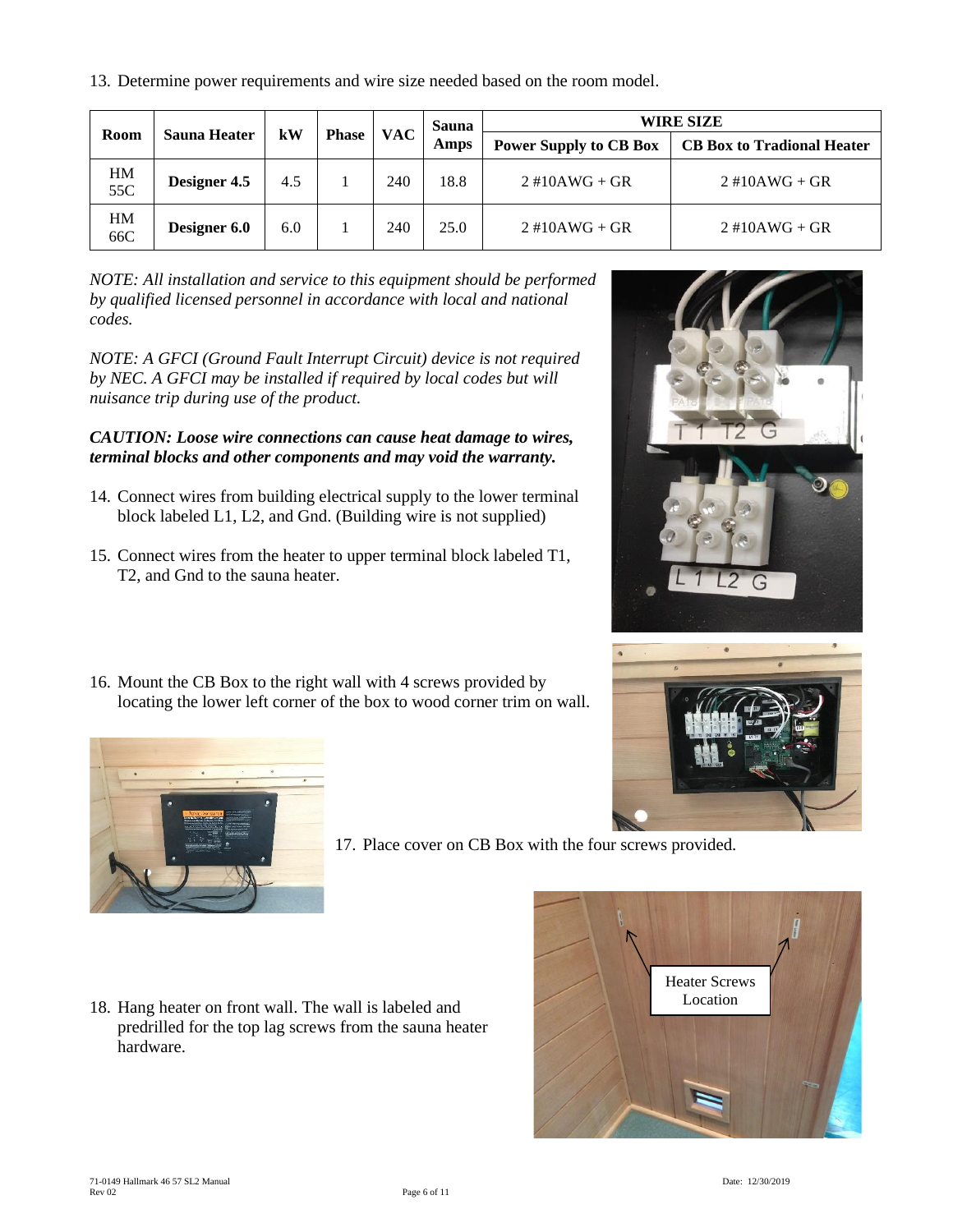13. Determine power requirements and wire size needed based on the room model.

| Room | Sauna Heater | kW | Phase | VAC | Sauna Amps | WIRE SIZE | |
|---|---|---|---|---|---|---|---|
| | | | | | | Power Supply to CB Box | CB Box to Tradional Heater |
| HM 55C | **Designer 4.5** | 4.5 | 1 | 240 | 18.8 | 2 #10AWG + GR | 2 #10AWG + GR |
| HM 66C | **Designer 6.0** | 6.0 | 1 | 240 | 25.0 | 2 #10AWG + GR | 2 #10AWG + GR |

*NOTE: All installation and service to this equipment should be performed by qualified licensed personnel in accordance with local and national codes.*

*NOTE: A GFCI (Ground Fault Interrupt Circuit) device is not required by NEC. A GFCI may be installed if required by local codes but will nuisance trip during use of the product.*

***CAUTION: Loose wire connections can cause heat damage to wires, terminal blocks and other components and may void the warranty.***

14. Connect wires from building electrical supply to the lower terminal block labeled L1, L2, and Gnd. (Building wire is not supplied)

15. Connect wires from the heater to upper terminal block labeled T1, T2, and Gnd to the sauna heater.

16. Mount the CB Box to the right wall with 4 screws provided by locating the lower left corner of the box to wood corner trim on wall.

17. Place cover on CB Box with the four screws provided.

18. Hang heater on front wall. The wall is labeled and predrilled for the top lag screws from the sauna heater hardware.

Heater Screws Location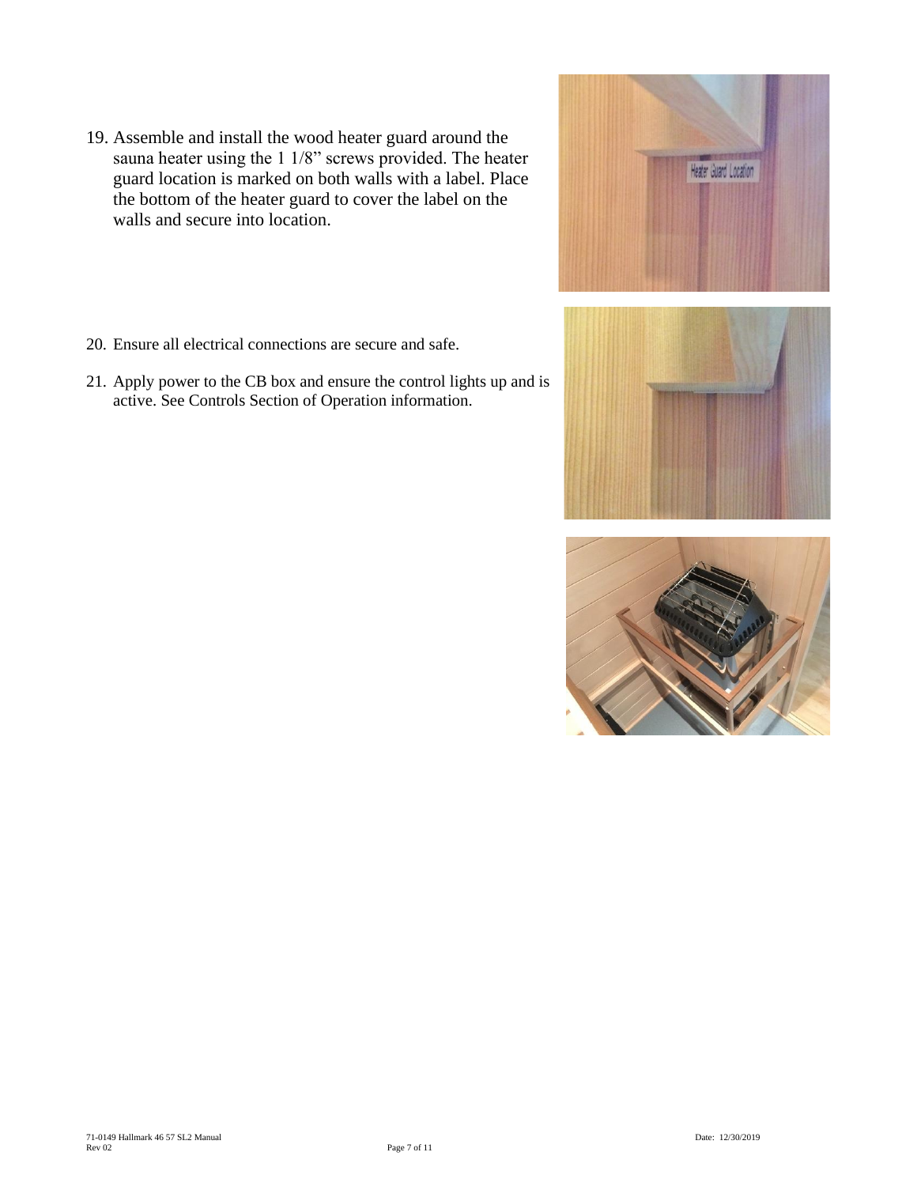19. Assemble and install the wood heater guard around the sauna heater using the 1 1/8" screws provided. The heater guard location is marked on both walls with a label. Place the bottom of the heater guard to cover the label on the walls and secure into location.

20. Ensure all electrical connections are secure and safe.

21. Apply power to the CB box and ensure the control lights up and is active. See Controls Section of Operation information.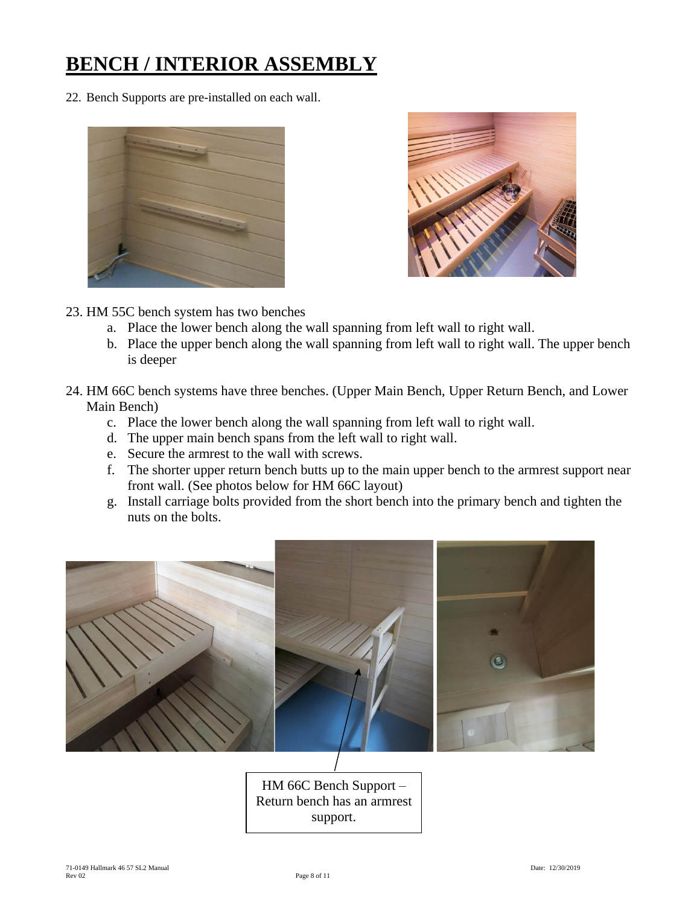# BENCH / INTERIOR ASSEMBLY

22. Bench Supports are pre-installed on each wall.

23. HM 55C bench system has two benches
    a. Place the lower bench along the wall spanning from left wall to right wall.
    b. Place the upper bench along the wall spanning from left wall to right wall. The upper bench is deeper

24. HM 66C bench systems have three benches. (Upper Main Bench, Upper Return Bench, and Lower Main Bench)
    c. Place the lower bench along the wall spanning from left wall to right wall.
    d. The upper main bench spans from the left wall to right wall.
    e. Secure the armrest to the wall with screws.
    f. The shorter upper return bench butts up to the main upper bench to the armrest support near front wall. (See photos below for HM 66C layout)
    g. Install carriage bolts provided from the short bench into the primary bench and tighten the nuts on the bolts.

HM 66C Bench Support – Return bench has an armrest support.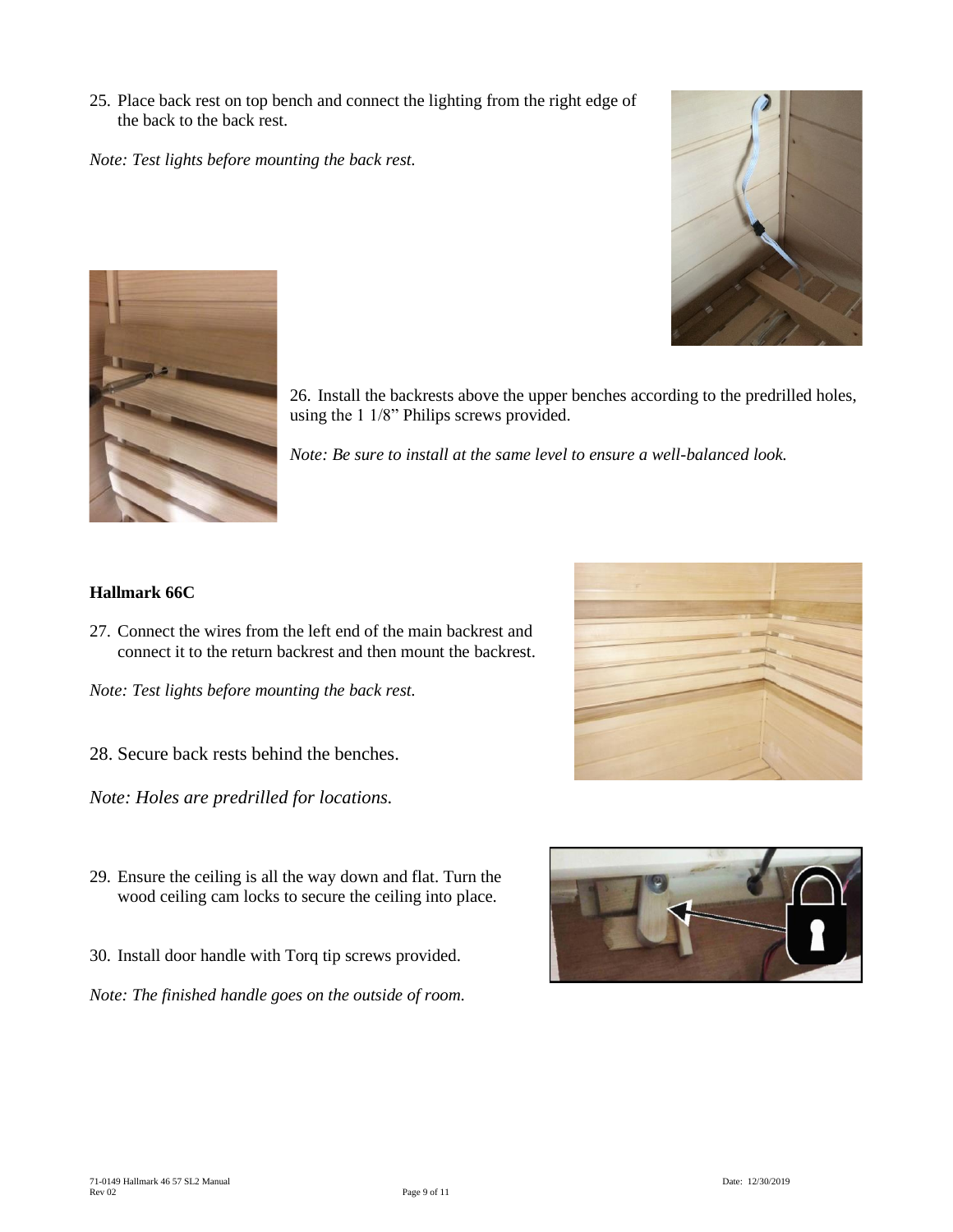25. Place back rest on top bench and connect the lighting from the right edge of the back to the back rest.

*Note: Test lights before mounting the back rest.*

26. Install the backrests above the upper benches according to the predrilled holes, using the 1 1/8" Philips screws provided.

*Note: Be sure to install at the same level to ensure a well-balanced look.*

**Hallmark 66C**

27. Connect the wires from the left end of the main backrest and connect it to the return backrest and then mount the backrest.

*Note: Test lights before mounting the back rest.*

28. Secure back rests behind the benches.

*Note: Holes are predrilled for locations.*

29. Ensure the ceiling is all the way down and flat. Turn the wood ceiling cam locks to secure the ceiling into place.

30. Install door handle with Torq tip screws provided.

*Note: The finished handle goes on the outside of room.*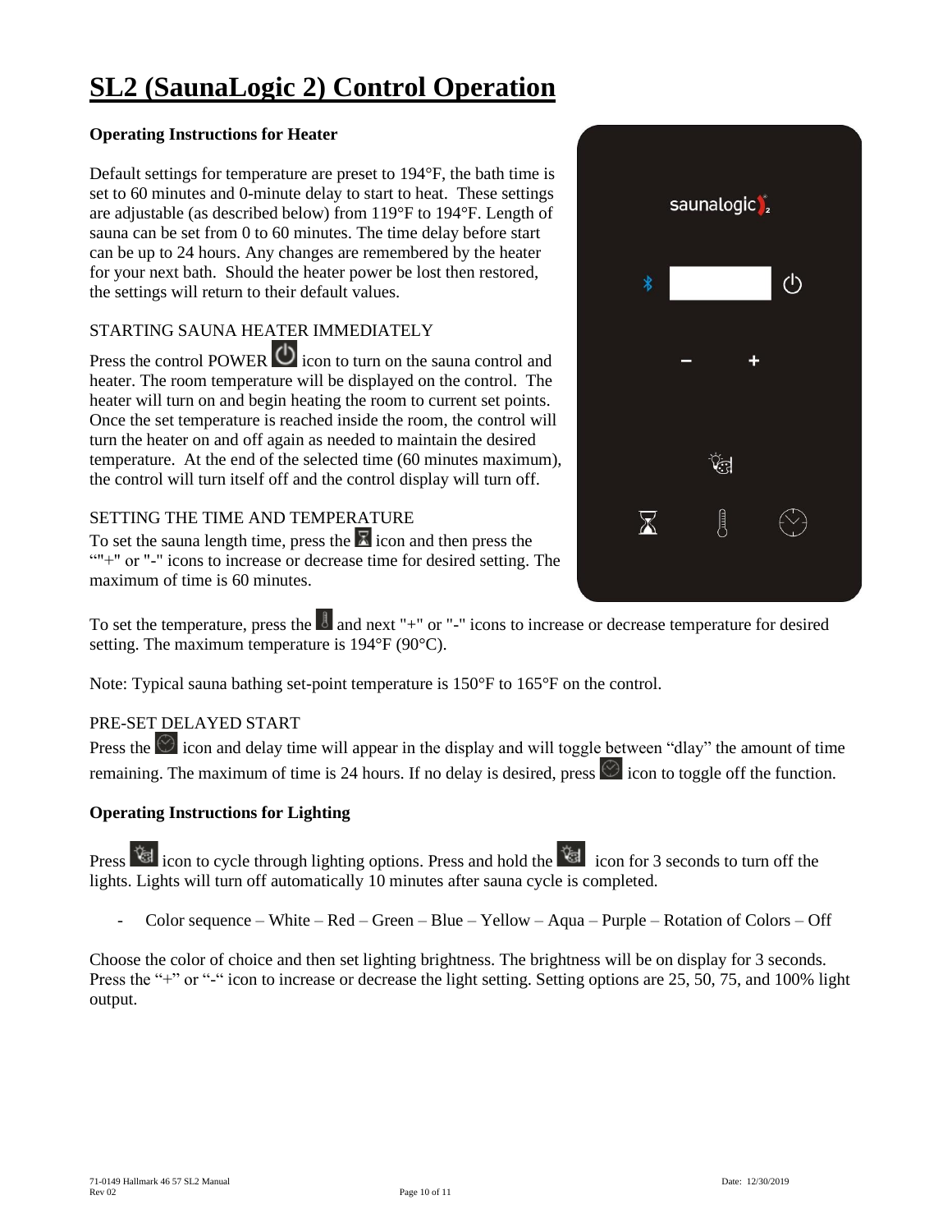# SL2 (SaunaLogic 2) Control Operation

**Operating Instructions for Heater**

Default settings for temperature are preset to 194°F, the bath time is set to 60 minutes and 0-minute delay to start to heat. These settings are adjustable (as described below) from 119°F to 194°F. Length of sauna can be set from 0 to 60 minutes. The time delay before start can be up to 24 hours. Any changes are remembered by the heater for your next bath. Should the heater power be lost then restored, the settings will return to their default values.

STARTING SAUNA HEATER IMMEDIATELY

Press the control POWER icon to turn on the sauna control and heater. The room temperature will be displayed on the control. The heater will turn on and begin heating the room to current set points. Once the set temperature is reached inside the room, the control will turn the heater on and off again as needed to maintain the desired temperature. At the end of the selected time (60 minutes maximum), the control will turn itself off and the control display will turn off.

SETTING THE TIME AND TEMPERATURE

To set the sauna length time, press the icon and then press the ""+" or "-" icons to increase or decrease time for desired setting. The maximum of time is 60 minutes.

To set the temperature, press the and next "+" or "-" icons to increase or decrease temperature for desired setting. The maximum temperature is 194°F (90°C).

Note: Typical sauna bathing set-point temperature is 150°F to 165°F on the control.

PRE-SET DELAYED START

Press the icon and delay time will appear in the display and will toggle between "dlay" the amount of time remaining. The maximum of time is 24 hours. If no delay is desired, press icon to toggle off the function.

**Operating Instructions for Lighting**

Press icon to cycle through lighting options. Press and hold the icon for 3 seconds to turn off the lights. Lights will turn off automatically 10 minutes after sauna cycle is completed.

- Color sequence – White – Red – Green – Blue – Yellow – Aqua – Purple – Rotation of Colors – Off

Choose the color of choice and then set lighting brightness. The brightness will be on display for 3 seconds. Press the "+" or "-" icon to increase or decrease the light setting. Setting options are 25, 50, 75, and 100% light output.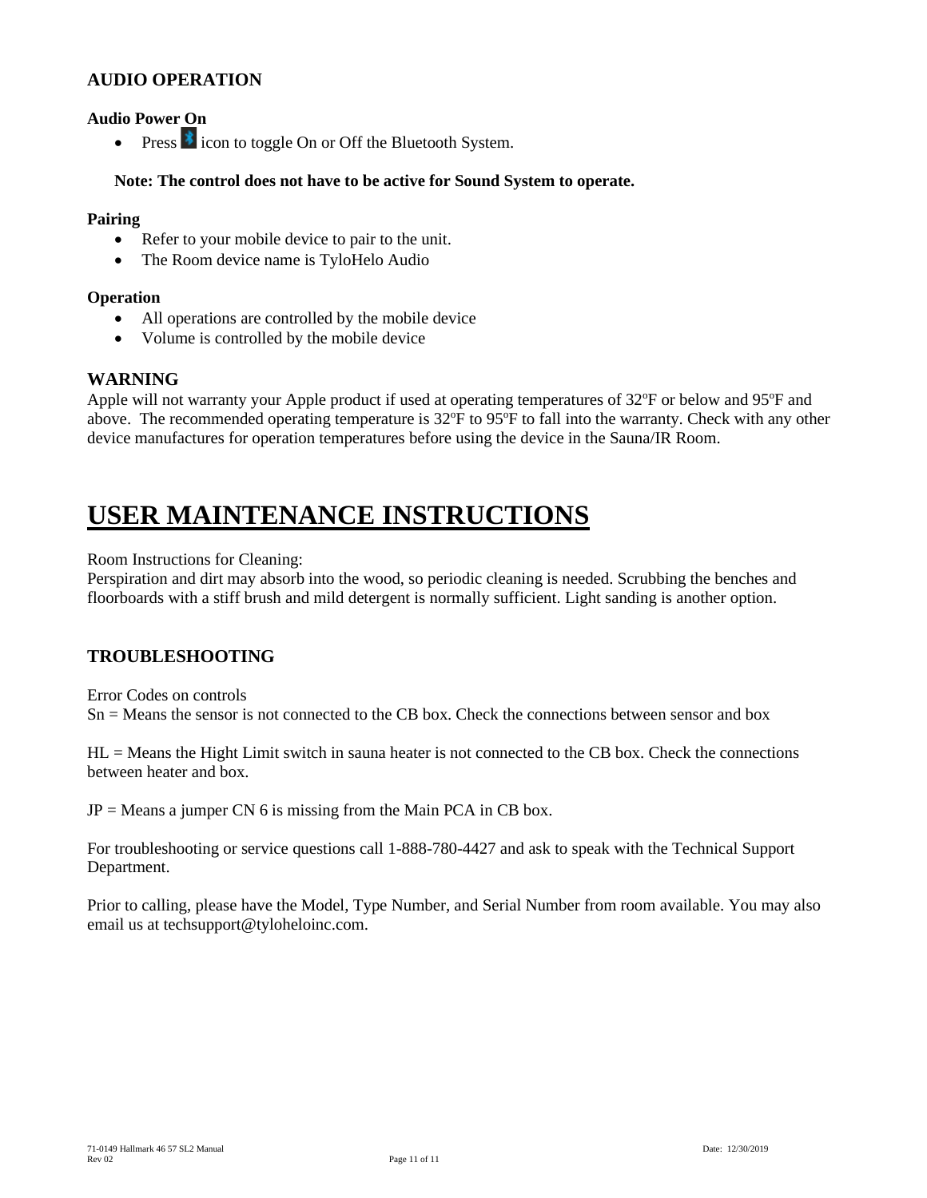## AUDIO OPERATION

**Audio Power On**

- Press icon to toggle On or Off the Bluetooth System.

**Note: The control does not have to be active for Sound System to operate.**

**Pairing**

- Refer to your mobile device to pair to the unit.
- The Room device name is TyloHelo Audio

**Operation**

- All operations are controlled by the mobile device
- Volume is controlled by the mobile device

## WARNING

Apple will not warranty your Apple product if used at operating temperatures of 32ºF or below and 95ºF and above. The recommended operating temperature is 32ºF to 95ºF to fall into the warranty. Check with any other device manufactures for operation temperatures before using the device in the Sauna/IR Room.

# USER MAINTENANCE INSTRUCTIONS

Room Instructions for Cleaning:
Perspiration and dirt may absorb into the wood, so periodic cleaning is needed. Scrubbing the benches and floorboards with a stiff brush and mild detergent is normally sufficient. Light sanding is another option.

## TROUBLESHOOTING

Error Codes on controls
Sn = Means the sensor is not connected to the CB box. Check the connections between sensor and box

HL = Means the Hight Limit switch in sauna heater is not connected to the CB box. Check the connections between heater and box.

JP = Means a jumper CN 6 is missing from the Main PCA in CB box.

For troubleshooting or service questions call 1-888-780-4427 and ask to speak with the Technical Support Department.

Prior to calling, please have the Model, Type Number, and Serial Number from room available. You may also email us at techsupport@tyloheloinc.com.